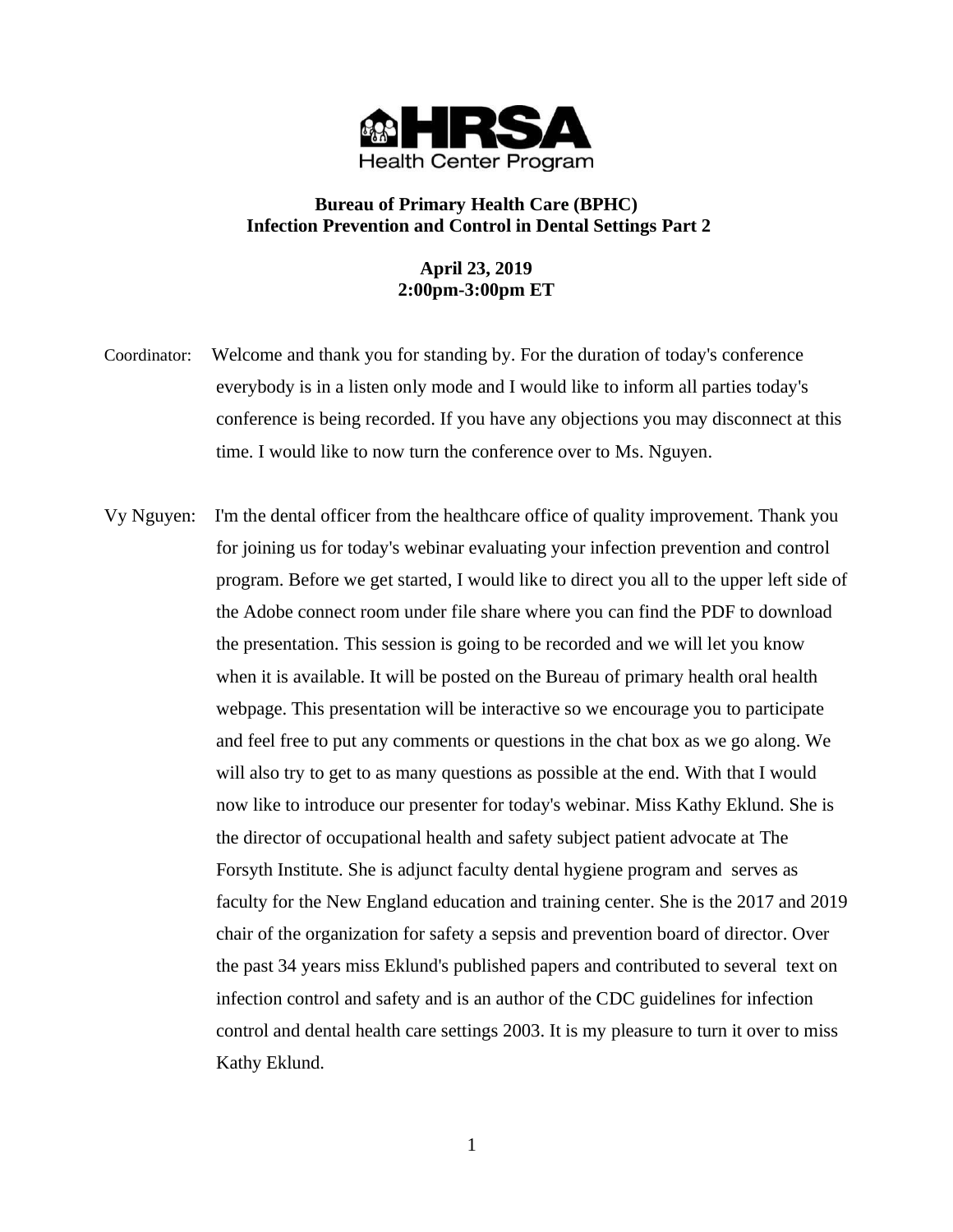HRSA Health Center Program

**Bureau of Primary Health Care (BPHC)**
**Infection Prevention and Control in Dental Settings Part 2**

**April 23, 2019**
**2:00pm-3:00pm ET**

Coordinator: Welcome and thank you for standing by. For the duration of today's conference everybody is in a listen only mode and I would like to inform all parties today's conference is being recorded. If you have any objections you may disconnect at this time. I would like to now turn the conference over to Ms. Nguyen.

Vy Nguyen: I'm the dental officer from the healthcare office of quality improvement. Thank you for joining us for today's webinar evaluating your infection prevention and control program. Before we get started, I would like to direct you all to the upper left side of the Adobe connect room under file share where you can find the PDF to download the presentation. This session is going to be recorded and we will let you know when it is available. It will be posted on the Bureau of primary health oral health webpage. This presentation will be interactive so we encourage you to participate and feel free to put any comments or questions in the chat box as we go along. We will also try to get to as many questions as possible at the end. With that I would now like to introduce our presenter for today's webinar. Miss Kathy Eklund. She is the director of occupational health and safety subject patient advocate at The Forsyth Institute. She is adjunct faculty dental hygiene program and serves as faculty for the New England education and training center. She is the 2017 and 2019 chair of the organization for safety a sepsis and prevention board of director. Over the past 34 years miss Eklund's published papers and contributed to several text on infection control and safety and is an author of the CDC guidelines for infection control and dental health care settings 2003. It is my pleasure to turn it over to miss Kathy Eklund.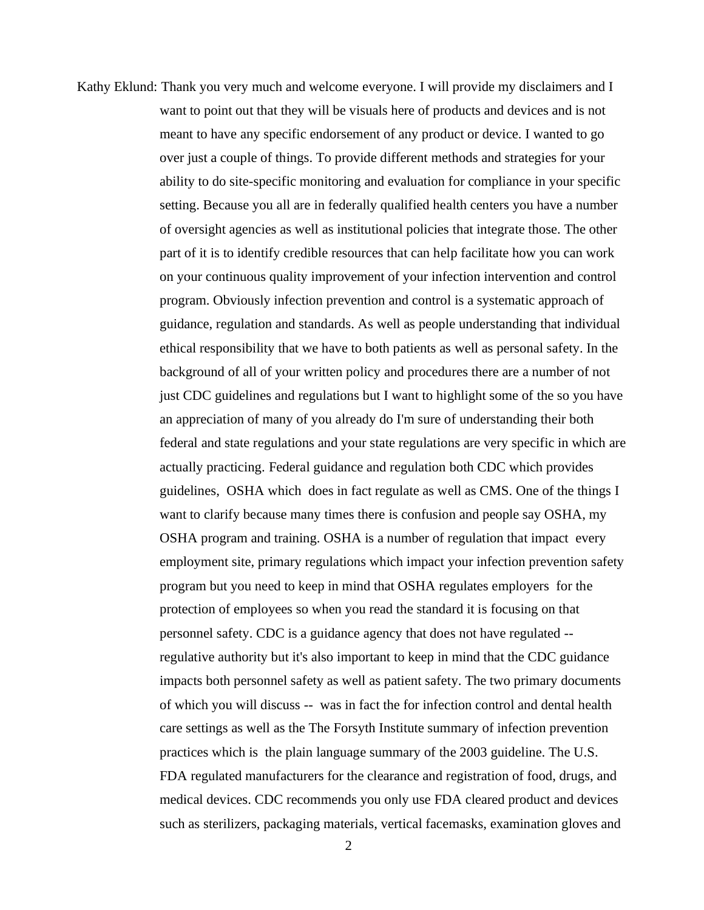Kathy Eklund: Thank you very much and welcome everyone. I will provide my disclaimers and I want to point out that they will be visuals here of products and devices and is not meant to have any specific endorsement of any product or device. I wanted to go over just a couple of things. To provide different methods and strategies for your ability to do site-specific monitoring and evaluation for compliance in your specific setting. Because you all are in federally qualified health centers you have a number of oversight agencies as well as institutional policies that integrate those. The other part of it is to identify credible resources that can help facilitate how you can work on your continuous quality improvement of your infection intervention and control program. Obviously infection prevention and control is a systematic approach of guidance, regulation and standards. As well as people understanding that individual ethical responsibility that we have to both patients as well as personal safety. In the background of all of your written policy and procedures there are a number of not just CDC guidelines and regulations but I want to highlight some of the so you have an appreciation of many of you already do I'm sure of understanding their both federal and state regulations and your state regulations are very specific in which are actually practicing. Federal guidance and regulation both CDC which provides guidelines, OSHA which does in fact regulate as well as CMS. One of the things I want to clarify because many times there is confusion and people say OSHA, my OSHA program and training. OSHA is a number of regulation that impact every employment site, primary regulations which impact your infection prevention safety program but you need to keep in mind that OSHA regulates employers for the protection of employees so when you read the standard it is focusing on that personnel safety. CDC is a guidance agency that does not have regulated -- regulative authority but it's also important to keep in mind that the CDC guidance impacts both personnel safety as well as patient safety. The two primary documents of which you will discuss -- was in fact the for infection control and dental health care settings as well as the The Forsyth Institute summary of infection prevention practices which is the plain language summary of the 2003 guideline. The U.S. FDA regulated manufacturers for the clearance and registration of food, drugs, and medical devices. CDC recommends you only use FDA cleared product and devices such as sterilizers, packaging materials, vertical facemasks, examination gloves and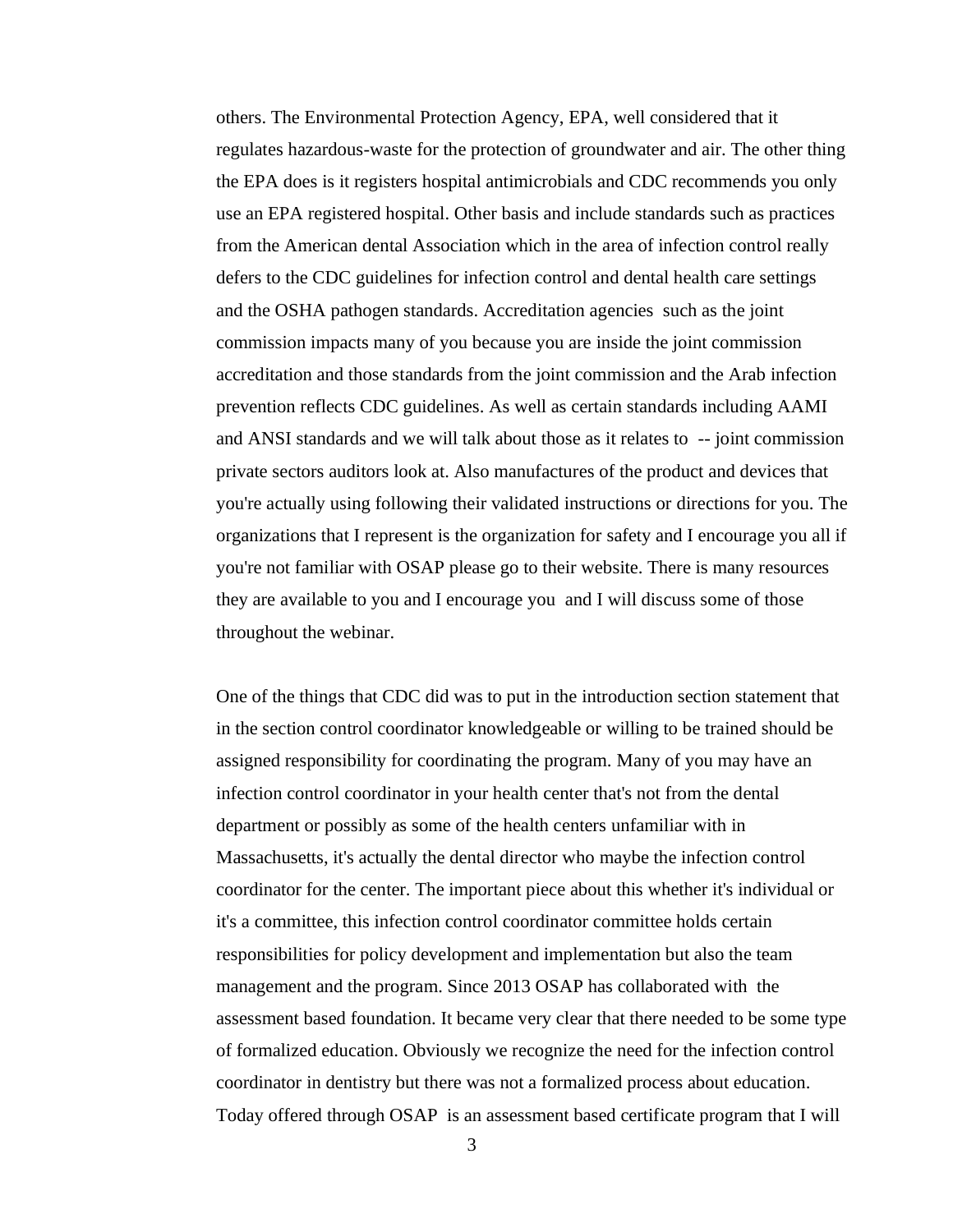others. The Environmental Protection Agency, EPA, well considered that it regulates hazardous-waste for the protection of groundwater and air. The other thing the EPA does is it registers hospital antimicrobials and CDC recommends you only use an EPA registered hospital. Other basis and include standards such as practices from the American dental Association which in the area of infection control really defers to the CDC guidelines for infection control and dental health care settings and the OSHA pathogen standards. Accreditation agencies such as the joint commission impacts many of you because you are inside the joint commission accreditation and those standards from the joint commission and the Arab infection prevention reflects CDC guidelines. As well as certain standards including AAMI and ANSI standards and we will talk about those as it relates to -- joint commission private sectors auditors look at. Also manufactures of the product and devices that you're actually using following their validated instructions or directions for you. The organizations that I represent is the organization for safety and I encourage you all if you're not familiar with OSAP please go to their website. There is many resources they are available to you and I encourage you and I will discuss some of those throughout the webinar.

One of the things that CDC did was to put in the introduction section statement that in the section control coordinator knowledgeable or willing to be trained should be assigned responsibility for coordinating the program. Many of you may have an infection control coordinator in your health center that's not from the dental department or possibly as some of the health centers unfamiliar with in Massachusetts, it's actually the dental director who maybe the infection control coordinator for the center. The important piece about this whether it's individual or it's a committee, this infection control coordinator committee holds certain responsibilities for policy development and implementation but also the team management and the program. Since 2013 OSAP has collaborated with the assessment based foundation. It became very clear that there needed to be some type of formalized education. Obviously we recognize the need for the infection control coordinator in dentistry but there was not a formalized process about education. Today offered through OSAP is an assessment based certificate program that I will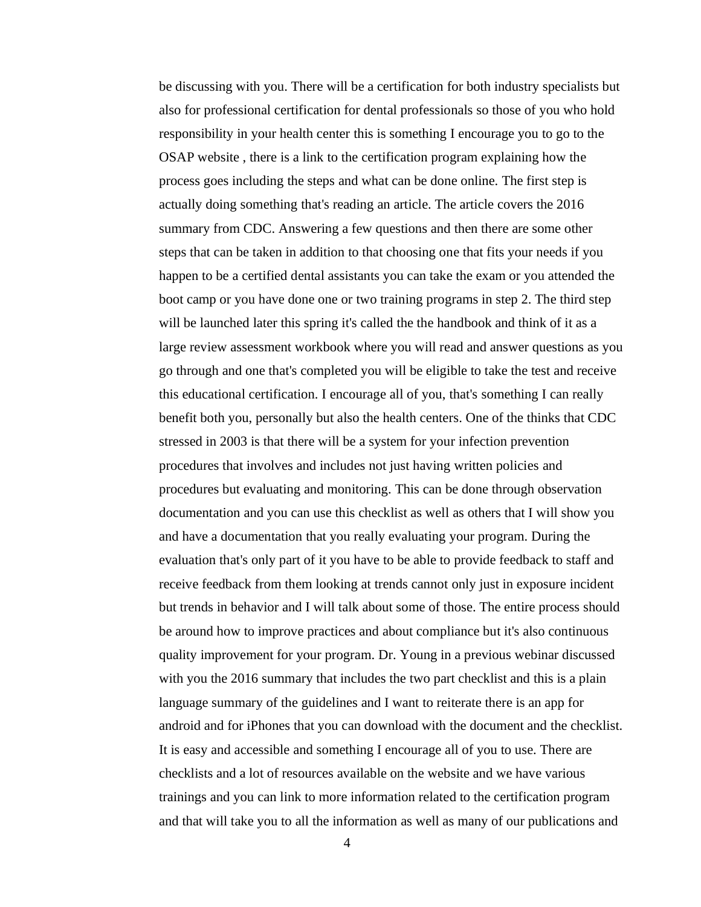be discussing with you. There will be a certification for both industry specialists but also for professional certification for dental professionals so those of you who hold responsibility in your health center this is something I encourage you to go to the OSAP website , there is a link to the certification program explaining how the process goes including the steps and what can be done online. The first step is actually doing something that's reading an article. The article covers the 2016 summary from CDC. Answering a few questions and then there are some other steps that can be taken in addition to that choosing one that fits your needs if you happen to be a certified dental assistants you can take the exam or you attended the boot camp or you have done one or two training programs in step 2. The third step will be launched later this spring it's called the the handbook and think of it as a large review assessment workbook where you will read and answer questions as you go through and one that's completed you will be eligible to take the test and receive this educational certification. I encourage all of you, that's something I can really benefit both you, personally but also the health centers. One of the thinks that CDC stressed in 2003 is that there will be a system for your infection prevention procedures that involves and includes not just having written policies and procedures but evaluating and monitoring. This can be done through observation documentation and you can use this checklist as well as others that I will show you and have a documentation that you really evaluating your program. During the evaluation that's only part of it you have to be able to provide feedback to staff and receive feedback from them looking at trends cannot only just in exposure incident but trends in behavior and I will talk about some of those. The entire process should be around how to improve practices and about compliance but it's also continuous quality improvement for your program. Dr. Young in a previous webinar discussed with you the 2016 summary that includes the two part checklist and this is a plain language summary of the guidelines and I want to reiterate there is an app for android and for iPhones that you can download with the document and the checklist. It is easy and accessible and something I encourage all of you to use. There are checklists and a lot of resources available on the website and we have various trainings and you can link to more information related to the certification program and that will take you to all the information as well as many of our publications and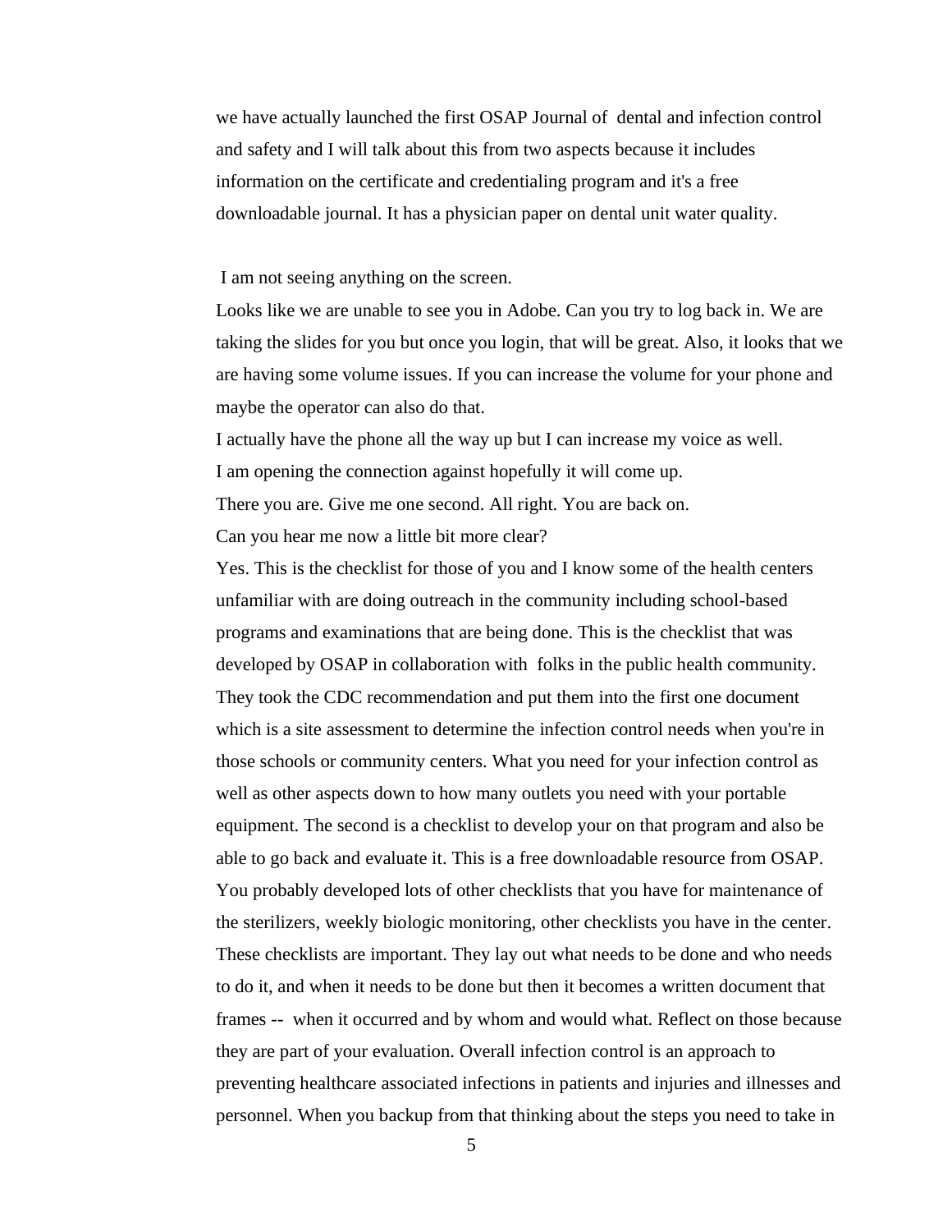we have actually launched the first OSAP Journal of dental and infection control and safety and I will talk about this from two aspects because it includes information on the certificate and credentialing program and it's a free downloadable journal. It has a physician paper on dental unit water quality.

I am not seeing anything on the screen.

Looks like we are unable to see you in Adobe. Can you try to log back in. We are taking the slides for you but once you login, that will be great. Also, it looks that we are having some volume issues. If you can increase the volume for your phone and maybe the operator can also do that.

I actually have the phone all the way up but I can increase my voice as well.

I am opening the connection against hopefully it will come up.

There you are. Give me one second. All right. You are back on.

Can you hear me now a little bit more clear?

Yes. This is the checklist for those of you and I know some of the health centers unfamiliar with are doing outreach in the community including school-based programs and examinations that are being done. This is the checklist that was developed by OSAP in collaboration with folks in the public health community. They took the CDC recommendation and put them into the first one document which is a site assessment to determine the infection control needs when you're in those schools or community centers. What you need for your infection control as well as other aspects down to how many outlets you need with your portable equipment. The second is a checklist to develop your on that program and also be able to go back and evaluate it. This is a free downloadable resource from OSAP. You probably developed lots of other checklists that you have for maintenance of the sterilizers, weekly biologic monitoring, other checklists you have in the center. These checklists are important. They lay out what needs to be done and who needs to do it, and when it needs to be done but then it becomes a written document that frames -- when it occurred and by whom and would what. Reflect on those because they are part of your evaluation. Overall infection control is an approach to preventing healthcare associated infections in patients and injuries and illnesses and personnel. When you backup from that thinking about the steps you need to take in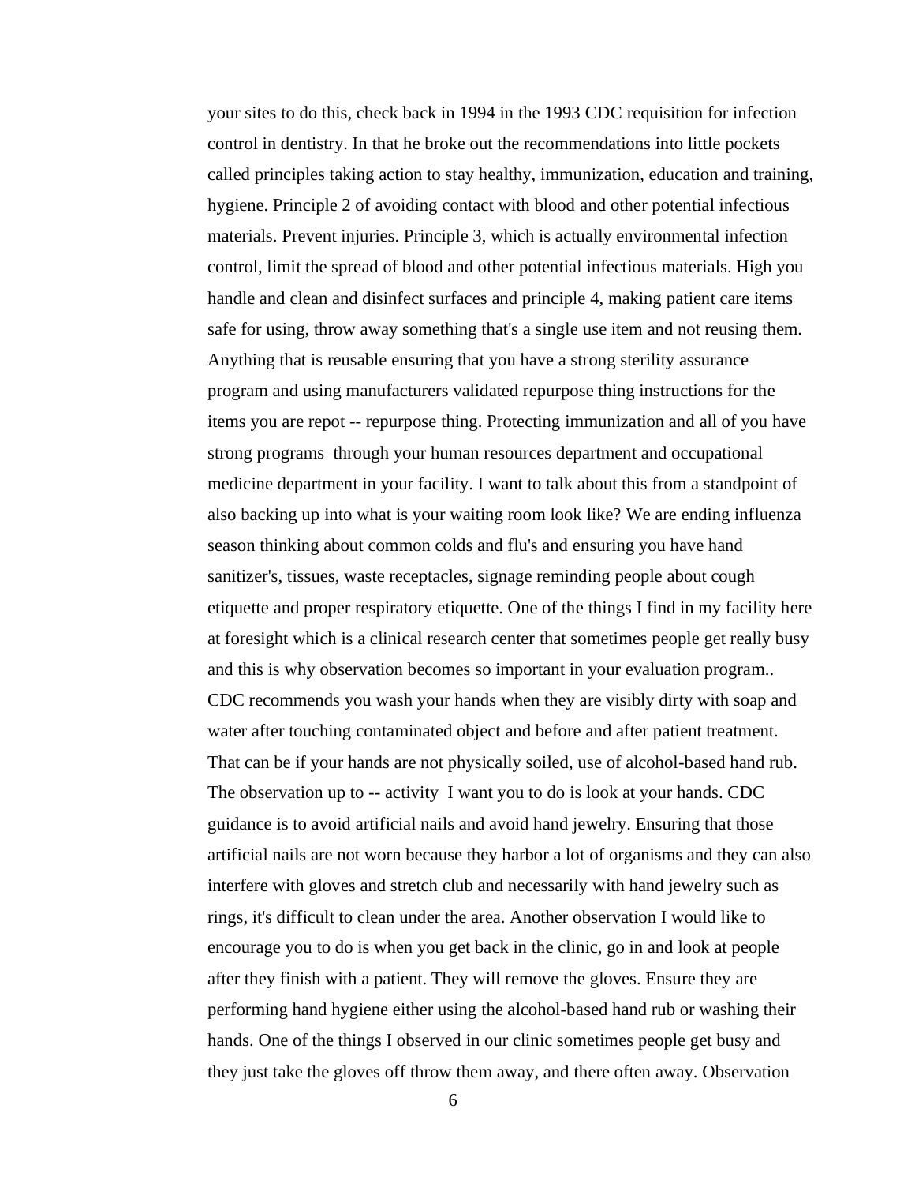your sites to do this, check back in 1994 in the 1993 CDC requisition for infection control in dentistry. In that he broke out the recommendations into little pockets called principles taking action to stay healthy, immunization, education and training, hygiene. Principle 2 of avoiding contact with blood and other potential infectious materials. Prevent injuries. Principle 3, which is actually environmental infection control, limit the spread of blood and other potential infectious materials. High you handle and clean and disinfect surfaces and principle 4, making patient care items safe for using, throw away something that's a single use item and not reusing them. Anything that is reusable ensuring that you have a strong sterility assurance program and using manufacturers validated repurpose thing instructions for the items you are repot -- repurpose thing. Protecting immunization and all of you have strong programs through your human resources department and occupational medicine department in your facility. I want to talk about this from a standpoint of also backing up into what is your waiting room look like? We are ending influenza season thinking about common colds and flu's and ensuring you have hand sanitizer's, tissues, waste receptacles, signage reminding people about cough etiquette and proper respiratory etiquette. One of the things I find in my facility here at foresight which is a clinical research center that sometimes people get really busy and this is why observation becomes so important in your evaluation program.. CDC recommends you wash your hands when they are visibly dirty with soap and water after touching contaminated object and before and after patient treatment. That can be if your hands are not physically soiled, use of alcohol-based hand rub. The observation up to -- activity I want you to do is look at your hands. CDC guidance is to avoid artificial nails and avoid hand jewelry. Ensuring that those artificial nails are not worn because they harbor a lot of organisms and they can also interfere with gloves and stretch club and necessarily with hand jewelry such as rings, it's difficult to clean under the area. Another observation I would like to encourage you to do is when you get back in the clinic, go in and look at people after they finish with a patient. They will remove the gloves. Ensure they are performing hand hygiene either using the alcohol-based hand rub or washing their hands. One of the things I observed in our clinic sometimes people get busy and they just take the gloves off throw them away, and there often away. Observation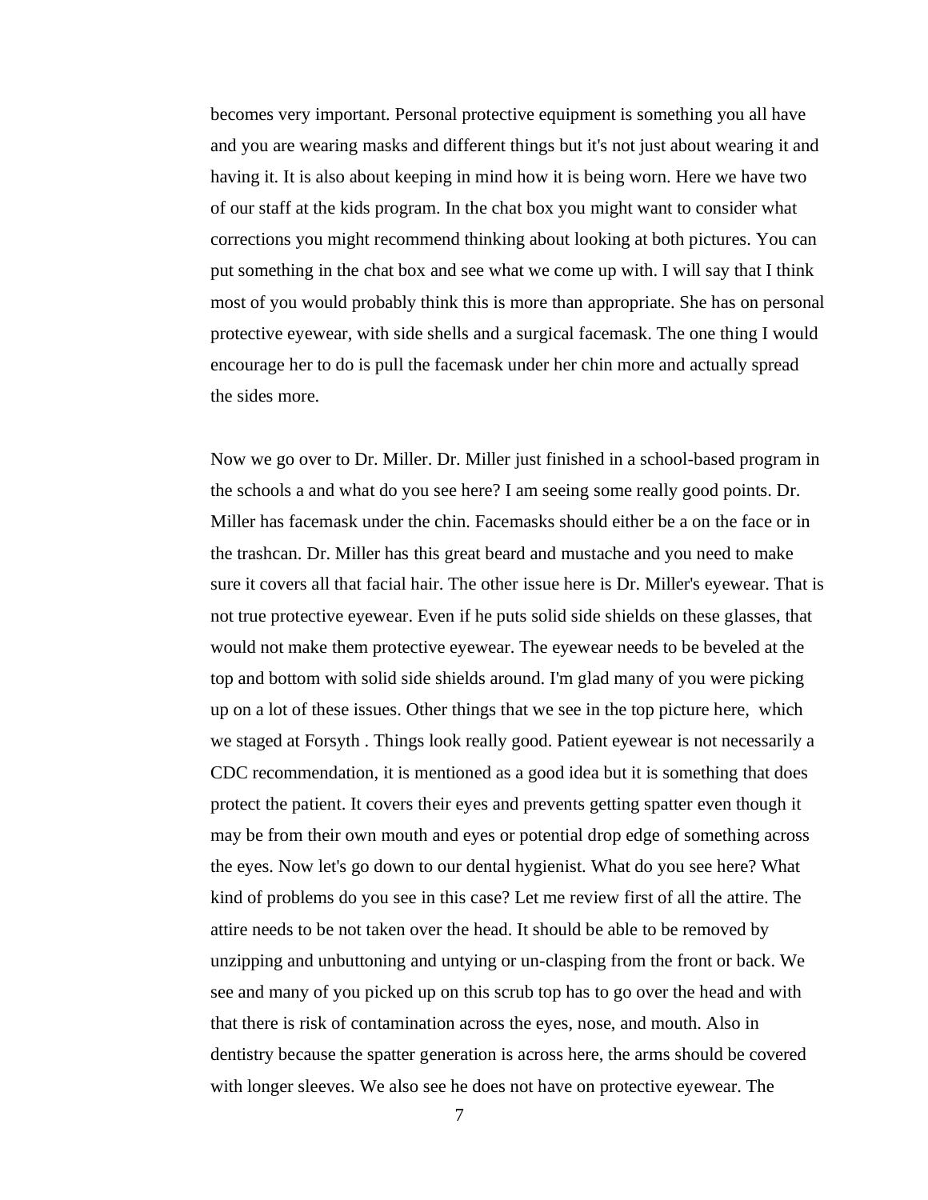becomes very important. Personal protective equipment is something you all have and you are wearing masks and different things but it's not just about wearing it and having it. It is also about keeping in mind how it is being worn. Here we have two of our staff at the kids program. In the chat box you might want to consider what corrections you might recommend thinking about looking at both pictures. You can put something in the chat box and see what we come up with. I will say that I think most of you would probably think this is more than appropriate. She has on personal protective eyewear, with side shells and a surgical facemask. The one thing I would encourage her to do is pull the facemask under her chin more and actually spread the sides more.

Now we go over to Dr. Miller. Dr. Miller just finished in a school-based program in the schools a and what do you see here? I am seeing some really good points. Dr. Miller has facemask under the chin. Facemasks should either be a on the face or in the trashcan. Dr. Miller has this great beard and mustache and you need to make sure it covers all that facial hair. The other issue here is Dr. Miller's eyewear. That is not true protective eyewear. Even if he puts solid side shields on these glasses, that would not make them protective eyewear. The eyewear needs to be beveled at the top and bottom with solid side shields around. I'm glad many of you were picking up on a lot of these issues. Other things that we see in the top picture here, which we staged at Forsyth . Things look really good. Patient eyewear is not necessarily a CDC recommendation, it is mentioned as a good idea but it is something that does protect the patient. It covers their eyes and prevents getting spatter even though it may be from their own mouth and eyes or potential drop edge of something across the eyes. Now let's go down to our dental hygienist. What do you see here? What kind of problems do you see in this case? Let me review first of all the attire. The attire needs to be not taken over the head. It should be able to be removed by unzipping and unbuttoning and untying or un-clasping from the front or back. We see and many of you picked up on this scrub top has to go over the head and with that there is risk of contamination across the eyes, nose, and mouth. Also in dentistry because the spatter generation is across here, the arms should be covered with longer sleeves. We also see he does not have on protective eyewear. The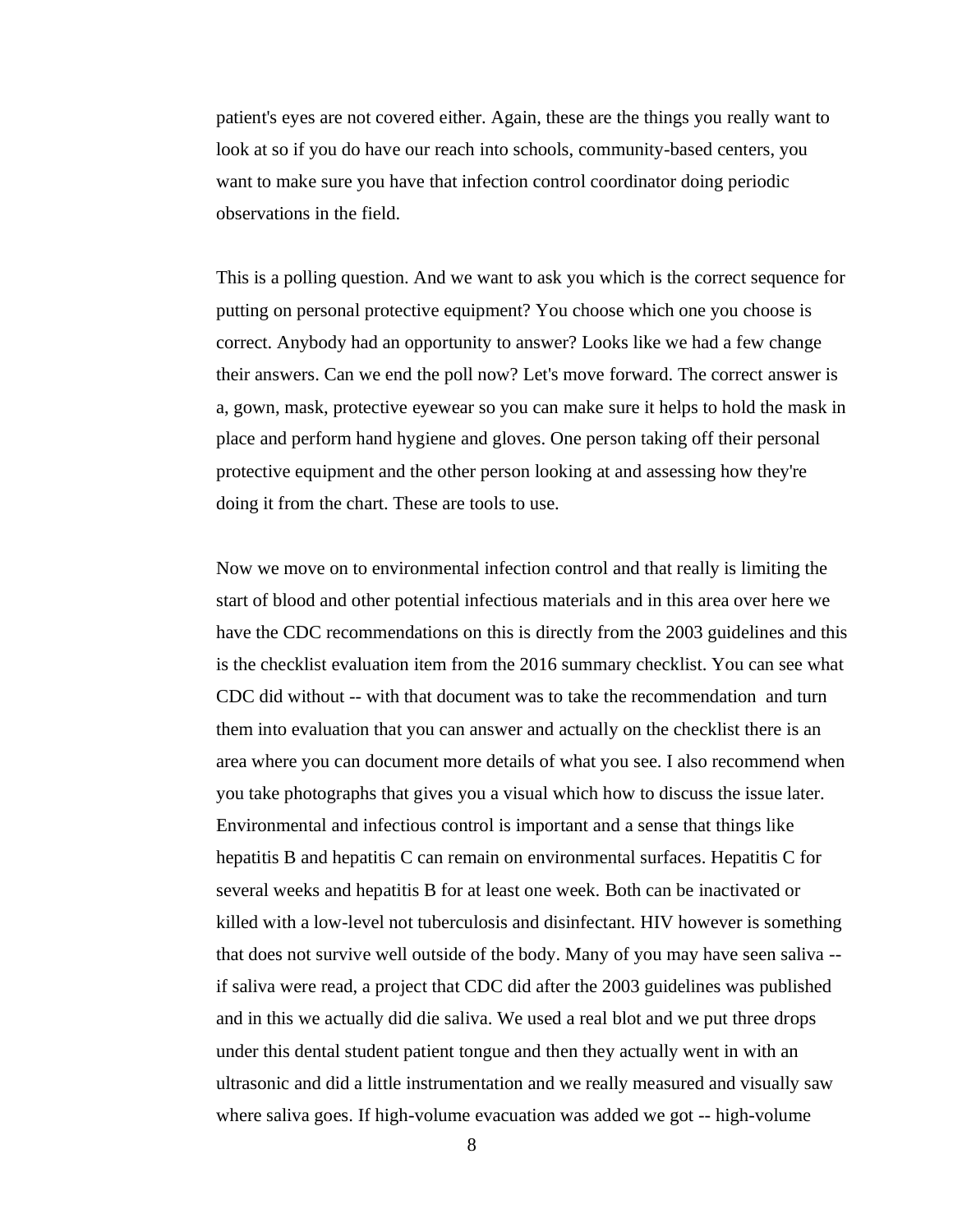patient's eyes are not covered either. Again, these are the things you really want to look at so if you do have our reach into schools, community-based centers, you want to make sure you have that infection control coordinator doing periodic observations in the field.

This is a polling question. And we want to ask you which is the correct sequence for putting on personal protective equipment? You choose which one you choose is correct. Anybody had an opportunity to answer? Looks like we had a few change their answers. Can we end the poll now? Let's move forward. The correct answer is a, gown, mask, protective eyewear so you can make sure it helps to hold the mask in place and perform hand hygiene and gloves. One person taking off their personal protective equipment and the other person looking at and assessing how they're doing it from the chart. These are tools to use.

Now we move on to environmental infection control and that really is limiting the start of blood and other potential infectious materials and in this area over here we have the CDC recommendations on this is directly from the 2003 guidelines and this is the checklist evaluation item from the 2016 summary checklist. You can see what CDC did without -- with that document was to take the recommendation  and turn them into evaluation that you can answer and actually on the checklist there is an area where you can document more details of what you see. I also recommend when you take photographs that gives you a visual which how to discuss the issue later. Environmental and infectious control is important and a sense that things like hepatitis B and hepatitis C can remain on environmental surfaces. Hepatitis C for several weeks and hepatitis B for at least one week. Both can be inactivated or killed with a low-level not tuberculosis and disinfectant. HIV however is something that does not survive well outside of the body. Many of you may have seen saliva -- if saliva were read, a project that CDC did after the 2003 guidelines was published and in this we actually did die saliva. We used a real blot and we put three drops under this dental student patient tongue and then they actually went in with an ultrasonic and did a little instrumentation and we really measured and visually saw where saliva goes. If high-volume evacuation was added we got -- high-volume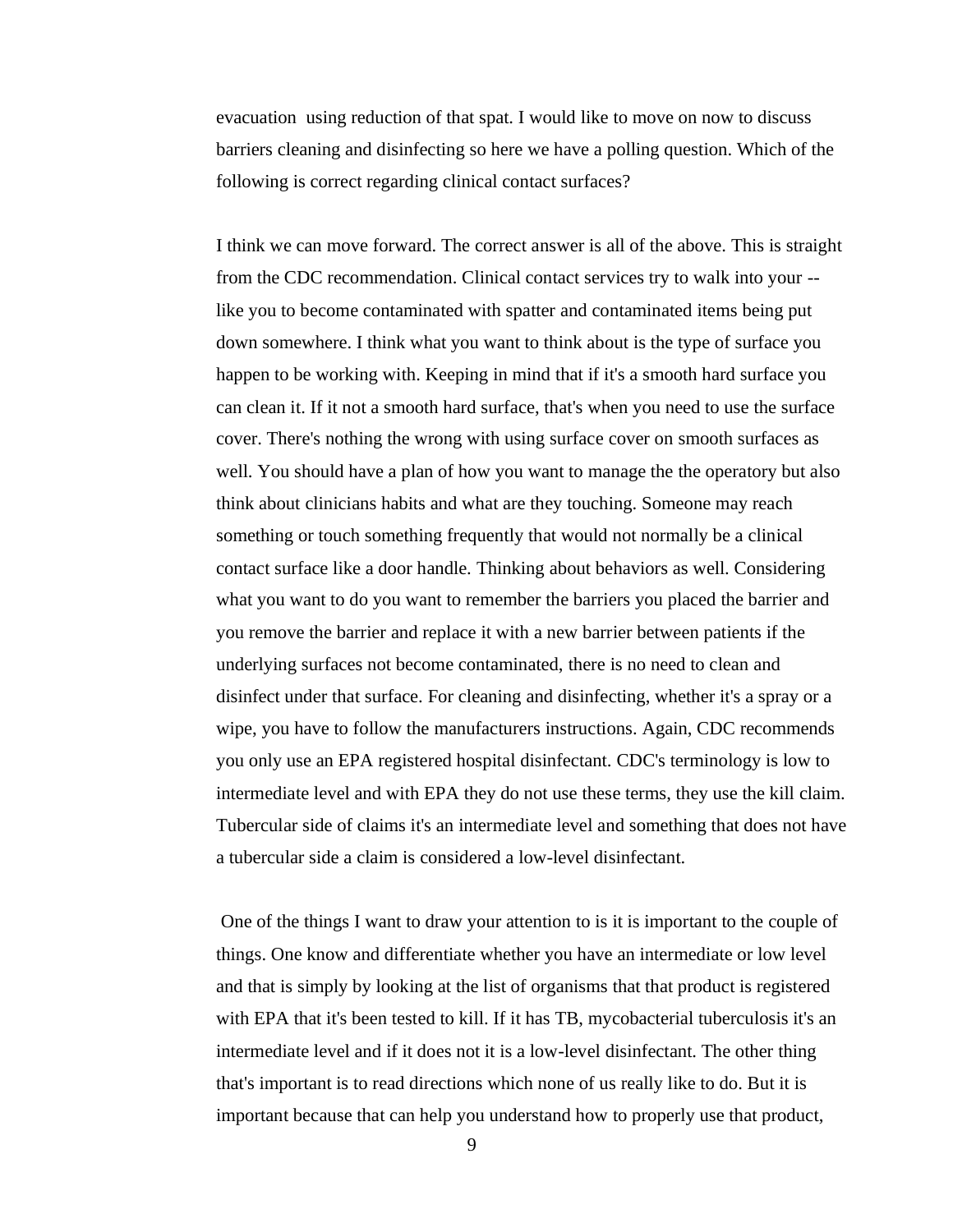evacuation using reduction of that spat. I would like to move on now to discuss barriers cleaning and disinfecting so here we have a polling question. Which of the following is correct regarding clinical contact surfaces?

I think we can move forward. The correct answer is all of the above. This is straight from the CDC recommendation. Clinical contact services try to walk into your -- like you to become contaminated with spatter and contaminated items being put down somewhere. I think what you want to think about is the type of surface you happen to be working with. Keeping in mind that if it's a smooth hard surface you can clean it. If it not a smooth hard surface, that's when you need to use the surface cover. There's nothing the wrong with using surface cover on smooth surfaces as well. You should have a plan of how you want to manage the the operatory but also think about clinicians habits and what are they touching. Someone may reach something or touch something frequently that would not normally be a clinical contact surface like a door handle. Thinking about behaviors as well. Considering what you want to do you want to remember the barriers you placed the barrier and you remove the barrier and replace it with a new barrier between patients if the underlying surfaces not become contaminated, there is no need to clean and disinfect under that surface. For cleaning and disinfecting, whether it's a spray or a wipe, you have to follow the manufacturers instructions. Again, CDC recommends you only use an EPA registered hospital disinfectant. CDC's terminology is low to intermediate level and with EPA they do not use these terms, they use the kill claim. Tubercular side of claims it's an intermediate level and something that does not have a tubercular side a claim is considered a low-level disinfectant.

One of the things I want to draw your attention to is it is important to the couple of things. One know and differentiate whether you have an intermediate or low level and that is simply by looking at the list of organisms that that product is registered with EPA that it's been tested to kill. If it has TB, mycobacterial tuberculosis it's an intermediate level and if it does not it is a low-level disinfectant. The other thing that's important is to read directions which none of us really like to do. But it is important because that can help you understand how to properly use that product,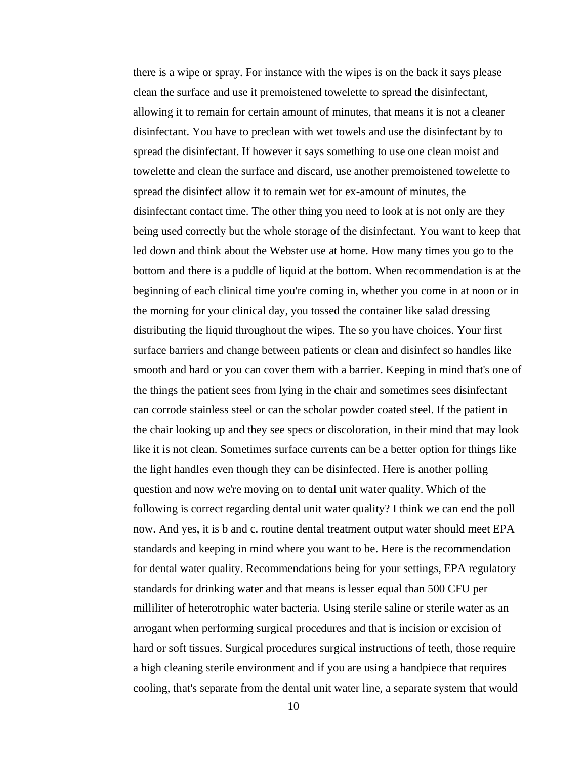there is a wipe or spray. For instance with the wipes is on the back it says please clean the surface and use it premoistened towelette to spread the disinfectant, allowing it to remain for certain amount of minutes, that means it is not a cleaner disinfectant. You have to preclean with wet towels and use the disinfectant by to spread the disinfectant. If however it says something to use one clean moist and towelette and clean the surface and discard, use another premoistened towelette to spread the disinfect allow it to remain wet for ex-amount of minutes, the disinfectant contact time. The other thing you need to look at is not only are they being used correctly but the whole storage of the disinfectant. You want to keep that led down and think about the Webster use at home. How many times you go to the bottom and there is a puddle of liquid at the bottom. When recommendation is at the beginning of each clinical time you're coming in, whether you come in at noon or in the morning for your clinical day, you tossed the container like salad dressing distributing the liquid throughout the wipes. The so you have choices. Your first surface barriers and change between patients or clean and disinfect so handles like smooth and hard or you can cover them with a barrier. Keeping in mind that's one of the things the patient sees from lying in the chair and sometimes sees disinfectant can corrode stainless steel or can the scholar powder coated steel. If the patient in the chair looking up and they see specs or discoloration, in their mind that may look like it is not clean. Sometimes surface currents can be a better option for things like the light handles even though they can be disinfected. Here is another polling question and now we're moving on to dental unit water quality. Which of the following is correct regarding dental unit water quality? I think we can end the poll now. And yes, it is b and c. routine dental treatment output water should meet EPA standards and keeping in mind where you want to be. Here is the recommendation for dental water quality. Recommendations being for your settings, EPA regulatory standards for drinking water and that means is lesser equal than 500 CFU per milliliter of heterotrophic water bacteria. Using sterile saline or sterile water as an arrogant when performing surgical procedures and that is incision or excision of hard or soft tissues. Surgical procedures surgical instructions of teeth, those require a high cleaning sterile environment and if you are using a handpiece that requires cooling, that's separate from the dental unit water line, a separate system that would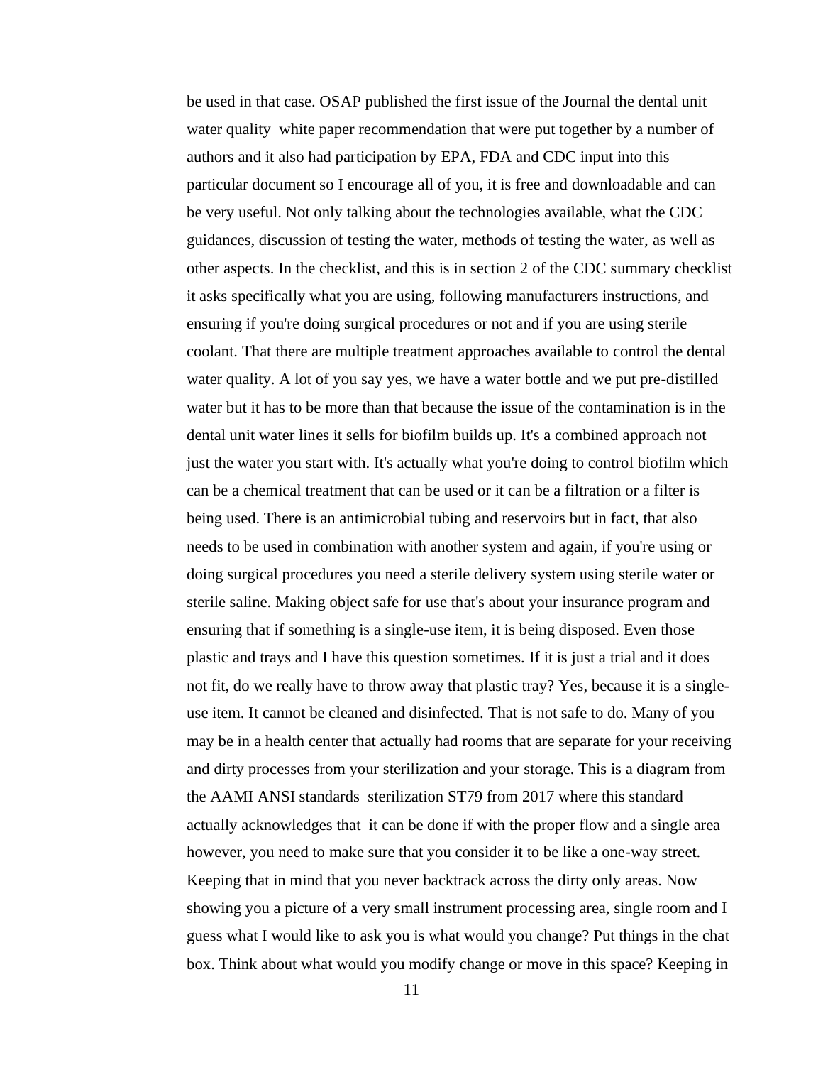be used in that case. OSAP published the first issue of the Journal the dental unit water quality white paper recommendation that were put together by a number of authors and it also had participation by EPA, FDA and CDC input into this particular document so I encourage all of you, it is free and downloadable and can be very useful. Not only talking about the technologies available, what the CDC guidances, discussion of testing the water, methods of testing the water, as well as other aspects. In the checklist, and this is in section 2 of the CDC summary checklist it asks specifically what you are using, following manufacturers instructions, and ensuring if you're doing surgical procedures or not and if you are using sterile coolant. That there are multiple treatment approaches available to control the dental water quality. A lot of you say yes, we have a water bottle and we put pre-distilled water but it has to be more than that because the issue of the contamination is in the dental unit water lines it sells for biofilm builds up. It's a combined approach not just the water you start with. It's actually what you're doing to control biofilm which can be a chemical treatment that can be used or it can be a filtration or a filter is being used. There is an antimicrobial tubing and reservoirs but in fact, that also needs to be used in combination with another system and again, if you're using or doing surgical procedures you need a sterile delivery system using sterile water or sterile saline. Making object safe for use that's about your insurance program and ensuring that if something is a single-use item, it is being disposed. Even those plastic and trays and I have this question sometimes. If it is just a trial and it does not fit, do we really have to throw away that plastic tray? Yes, because it is a single-use item. It cannot be cleaned and disinfected. That is not safe to do. Many of you may be in a health center that actually had rooms that are separate for your receiving and dirty processes from your sterilization and your storage. This is a diagram from the AAMI ANSI standards sterilization ST79 from 2017 where this standard actually acknowledges that it can be done if with the proper flow and a single area however, you need to make sure that you consider it to be like a one-way street. Keeping that in mind that you never backtrack across the dirty only areas. Now showing you a picture of a very small instrument processing area, single room and I guess what I would like to ask you is what would you change? Put things in the chat box. Think about what would you modify change or move in this space? Keeping in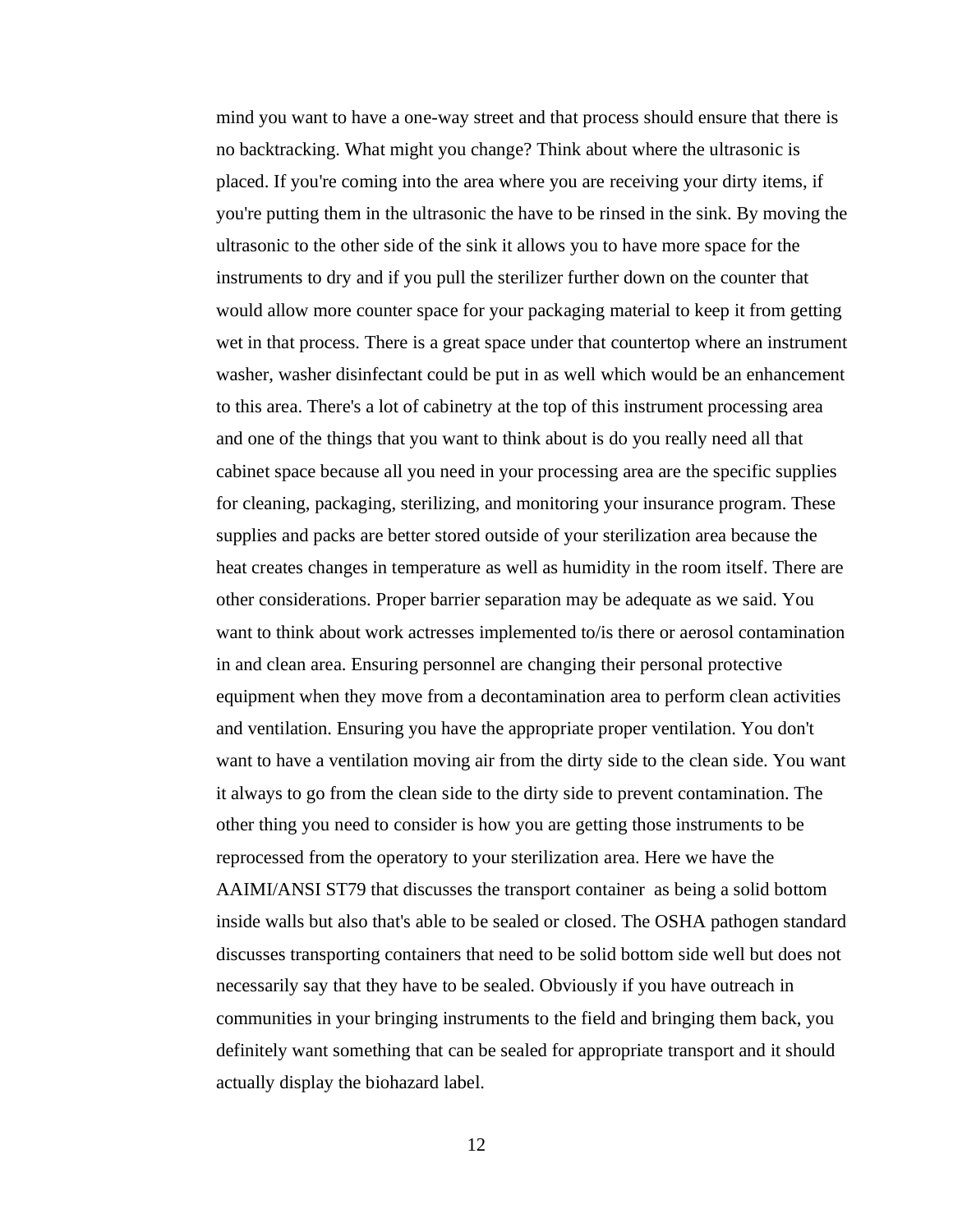mind you want to have a one-way street and that process should ensure that there is no backtracking. What might you change? Think about where the ultrasonic is placed. If you're coming into the area where you are receiving your dirty items, if you're putting them in the ultrasonic the have to be rinsed in the sink. By moving the ultrasonic to the other side of the sink it allows you to have more space for the instruments to dry and if you pull the sterilizer further down on the counter that would allow more counter space for your packaging material to keep it from getting wet in that process. There is a great space under that countertop where an instrument washer, washer disinfectant could be put in as well which would be an enhancement to this area. There's a lot of cabinetry at the top of this instrument processing area and one of the things that you want to think about is do you really need all that cabinet space because all you need in your processing area are the specific supplies for cleaning, packaging, sterilizing, and monitoring your insurance program. These supplies and packs are better stored outside of your sterilization area because the heat creates changes in temperature as well as humidity in the room itself. There are other considerations. Proper barrier separation may be adequate as we said. You want to think about work actresses implemented to/is there or aerosol contamination in and clean area. Ensuring personnel are changing their personal protective equipment when they move from a decontamination area to perform clean activities and ventilation. Ensuring you have the appropriate proper ventilation. You don't want to have a ventilation moving air from the dirty side to the clean side. You want it always to go from the clean side to the dirty side to prevent contamination. The other thing you need to consider is how you are getting those instruments to be reprocessed from the operatory to your sterilization area. Here we have the AAIMI/ANSI ST79 that discusses the transport container as being a solid bottom inside walls but also that's able to be sealed or closed. The OSHA pathogen standard discusses transporting containers that need to be solid bottom side well but does not necessarily say that they have to be sealed. Obviously if you have outreach in communities in your bringing instruments to the field and bringing them back, you definitely want something that can be sealed for appropriate transport and it should actually display the biohazard label.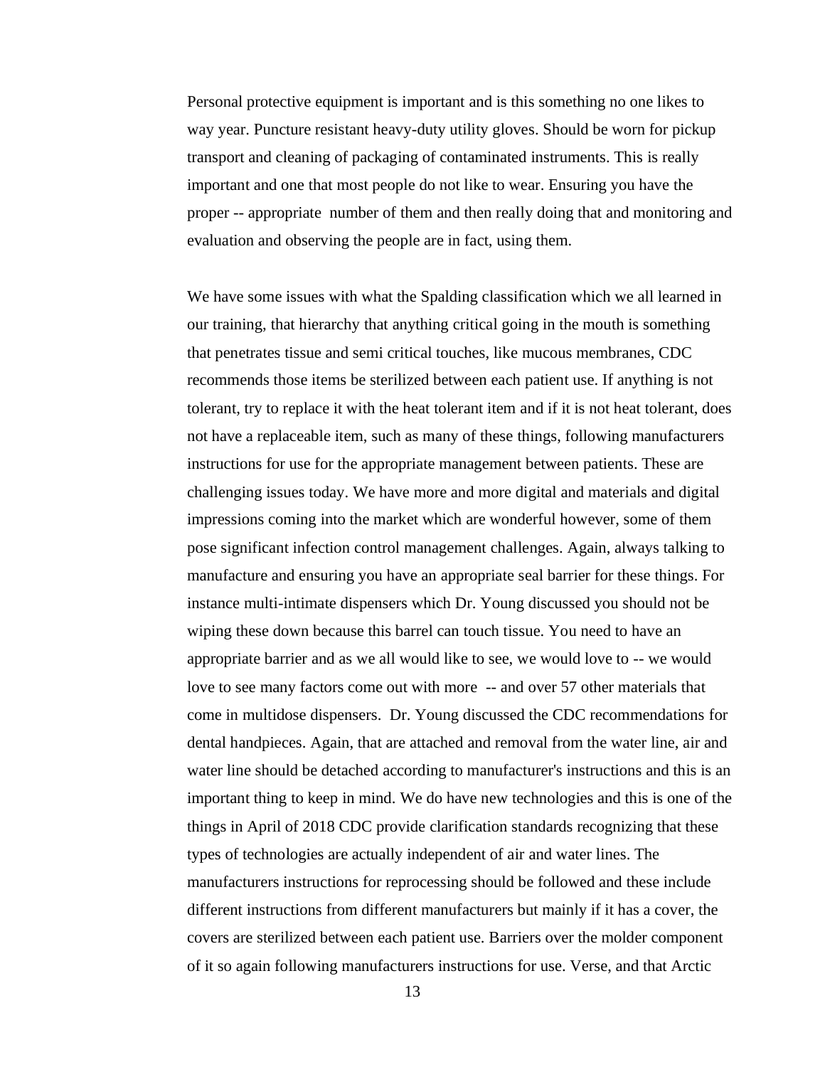Personal protective equipment is important and is this something no one likes to way year. Puncture resistant heavy-duty utility gloves. Should be worn for pickup transport and cleaning of packaging of contaminated instruments. This is really important and one that most people do not like to wear. Ensuring you have the proper -- appropriate number of them and then really doing that and monitoring and evaluation and observing the people are in fact, using them.

We have some issues with what the Spalding classification which we all learned in our training, that hierarchy that anything critical going in the mouth is something that penetrates tissue and semi critical touches, like mucous membranes, CDC recommends those items be sterilized between each patient use. If anything is not tolerant, try to replace it with the heat tolerant item and if it is not heat tolerant, does not have a replaceable item, such as many of these things, following manufacturers instructions for use for the appropriate management between patients. These are challenging issues today. We have more and more digital and materials and digital impressions coming into the market which are wonderful however, some of them pose significant infection control management challenges. Again, always talking to manufacture and ensuring you have an appropriate seal barrier for these things. For instance multi-intimate dispensers which Dr. Young discussed you should not be wiping these down because this barrel can touch tissue. You need to have an appropriate barrier and as we all would like to see, we would love to -- we would love to see many factors come out with more -- and over 57 other materials that come in multidose dispensers. Dr. Young discussed the CDC recommendations for dental handpieces. Again, that are attached and removal from the water line, air and water line should be detached according to manufacturer's instructions and this is an important thing to keep in mind. We do have new technologies and this is one of the things in April of 2018 CDC provide clarification standards recognizing that these types of technologies are actually independent of air and water lines. The manufacturers instructions for reprocessing should be followed and these include different instructions from different manufacturers but mainly if it has a cover, the covers are sterilized between each patient use. Barriers over the molder component of it so again following manufacturers instructions for use. Verse, and that Arctic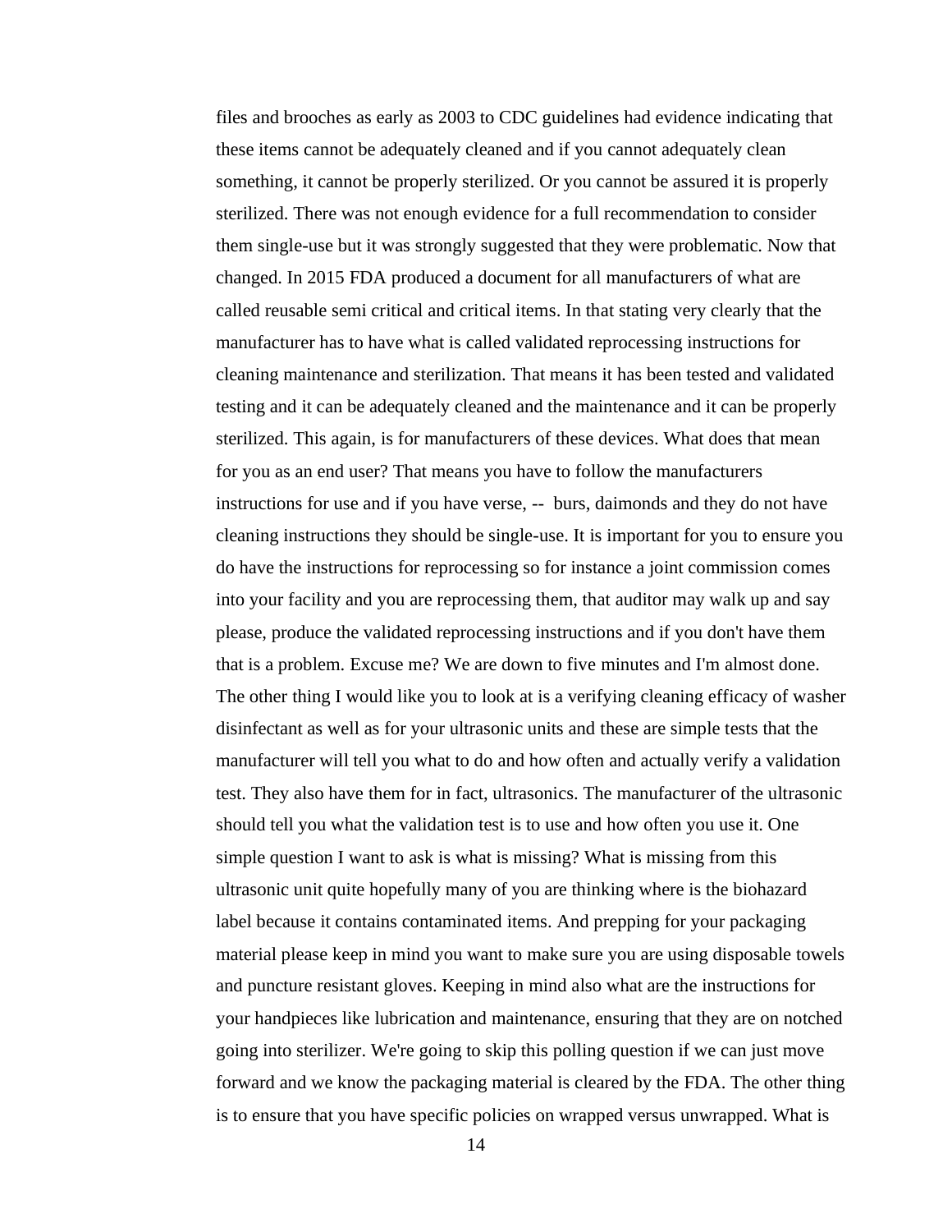files and brooches as early as 2003 to CDC guidelines had evidence indicating that these items cannot be adequately cleaned and if you cannot adequately clean something, it cannot be properly sterilized. Or you cannot be assured it is properly sterilized. There was not enough evidence for a full recommendation to consider them single-use but it was strongly suggested that they were problematic. Now that changed. In 2015 FDA produced a document for all manufacturers of what are called reusable semi critical and critical items. In that stating very clearly that the manufacturer has to have what is called validated reprocessing instructions for cleaning maintenance and sterilization. That means it has been tested and validated testing and it can be adequately cleaned and the maintenance and it can be properly sterilized. This again, is for manufacturers of these devices. What does that mean for you as an end user? That means you have to follow the manufacturers instructions for use and if you have verse, -- burs, daimonds and they do not have cleaning instructions they should be single-use. It is important for you to ensure you do have the instructions for reprocessing so for instance a joint commission comes into your facility and you are reprocessing them, that auditor may walk up and say please, produce the validated reprocessing instructions and if you don't have them that is a problem. Excuse me? We are down to five minutes and I'm almost done. The other thing I would like you to look at is a verifying cleaning efficacy of washer disinfectant as well as for your ultrasonic units and these are simple tests that the manufacturer will tell you what to do and how often and actually verify a validation test. They also have them for in fact, ultrasonics. The manufacturer of the ultrasonic should tell you what the validation test is to use and how often you use it. One simple question I want to ask is what is missing? What is missing from this ultrasonic unit quite hopefully many of you are thinking where is the biohazard label because it contains contaminated items. And prepping for your packaging material please keep in mind you want to make sure you are using disposable towels and puncture resistant gloves. Keeping in mind also what are the instructions for your handpieces like lubrication and maintenance, ensuring that they are on notched going into sterilizer. We're going to skip this polling question if we can just move forward and we know the packaging material is cleared by the FDA. The other thing is to ensure that you have specific policies on wrapped versus unwrapped. What is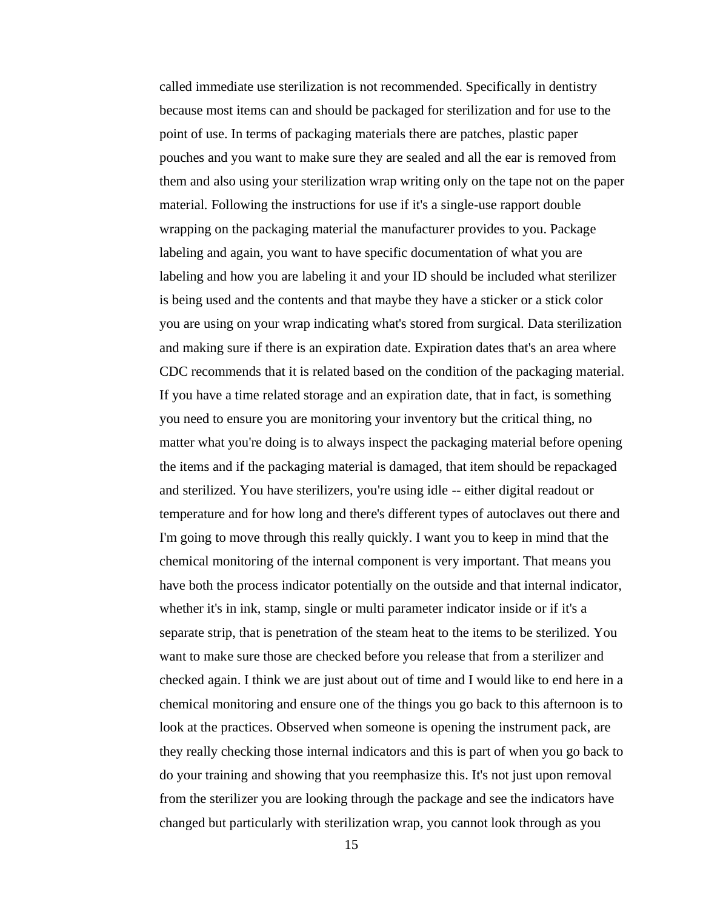called immediate use sterilization is not recommended. Specifically in dentistry because most items can and should be packaged for sterilization and for use to the point of use. In terms of packaging materials there are patches, plastic paper pouches and you want to make sure they are sealed and all the ear is removed from them and also using your sterilization wrap writing only on the tape not on the paper material. Following the instructions for use if it's a single-use rapport double wrapping on the packaging material the manufacturer provides to you. Package labeling and again, you want to have specific documentation of what you are labeling and how you are labeling it and your ID should be included what sterilizer is being used and the contents and that maybe they have a sticker or a stick color you are using on your wrap indicating what's stored from surgical. Data sterilization and making sure if there is an expiration date. Expiration dates that's an area where CDC recommends that it is related based on the condition of the packaging material. If you have a time related storage and an expiration date, that in fact, is something you need to ensure you are monitoring your inventory but the critical thing, no matter what you're doing is to always inspect the packaging material before opening the items and if the packaging material is damaged, that item should be repackaged and sterilized. You have sterilizers, you're using idle -- either digital readout or temperature and for how long and there's different types of autoclaves out there and I'm going to move through this really quickly. I want you to keep in mind that the chemical monitoring of the internal component is very important. That means you have both the process indicator potentially on the outside and that internal indicator, whether it's in ink, stamp, single or multi parameter indicator inside or if it's a separate strip, that is penetration of the steam heat to the items to be sterilized. You want to make sure those are checked before you release that from a sterilizer and checked again. I think we are just about out of time and I would like to end here in a chemical monitoring and ensure one of the things you go back to this afternoon is to look at the practices. Observed when someone is opening the instrument pack, are they really checking those internal indicators and this is part of when you go back to do your training and showing that you reemphasize this. It's not just upon removal from the sterilizer you are looking through the package and see the indicators have changed but particularly with sterilization wrap, you cannot look through as you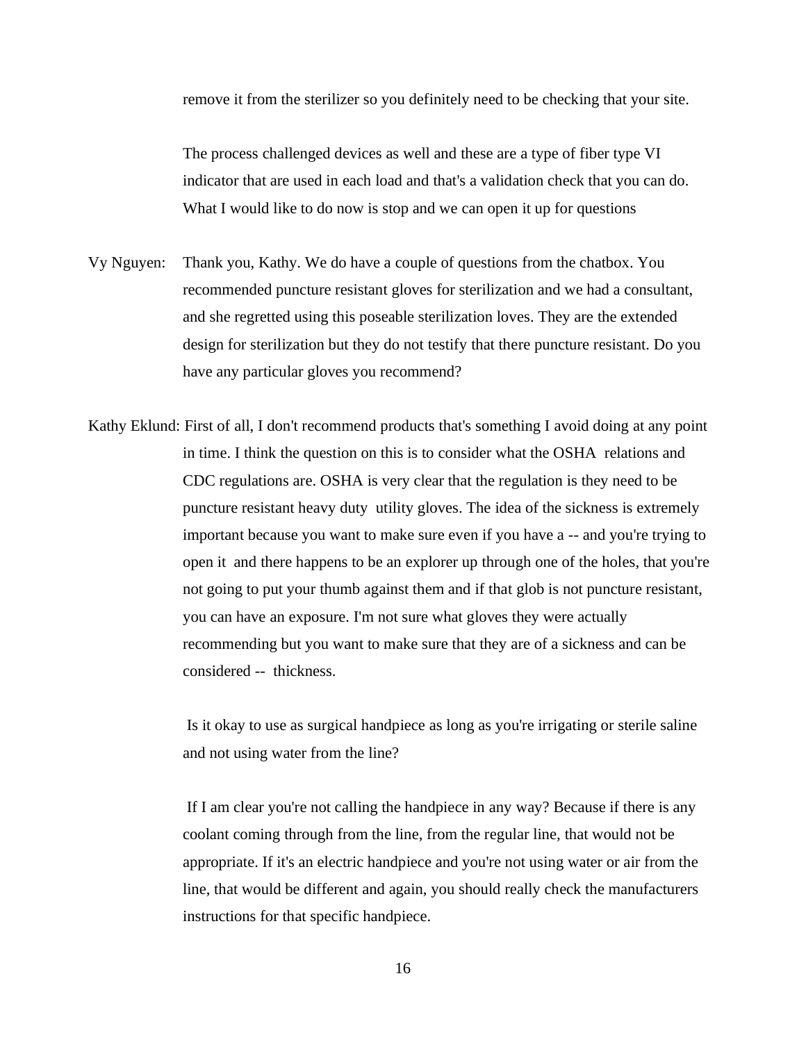remove it from the sterilizer so you definitely need to be checking that your site.

The process challenged devices as well and these are a type of fiber type VI indicator that are used in each load and that's a validation check that you can do. What I would like to do now is stop and we can open it up for questions

Vy Nguyen: Thank you, Kathy. We do have a couple of questions from the chatbox. You recommended puncture resistant gloves for sterilization and we had a consultant, and she regretted using this poseable sterilization loves. They are the extended design for sterilization but they do not testify that there puncture resistant. Do you have any particular gloves you recommend?

Kathy Eklund: First of all, I don't recommend products that's something I avoid doing at any point in time. I think the question on this is to consider what the OSHA relations and CDC regulations are. OSHA is very clear that the regulation is they need to be puncture resistant heavy duty utility gloves. The idea of the sickness is extremely important because you want to make sure even if you have a -- and you're trying to open it and there happens to be an explorer up through one of the holes, that you're not going to put your thumb against them and if that glob is not puncture resistant, you can have an exposure. I'm not sure what gloves they were actually recommending but you want to make sure that they are of a sickness and can be considered -- thickness.

Is it okay to use as surgical handpiece as long as you're irrigating or sterile saline and not using water from the line?

If I am clear you're not calling the handpiece in any way? Because if there is any coolant coming through from the line, from the regular line, that would not be appropriate. If it's an electric handpiece and you're not using water or air from the line, that would be different and again, you should really check the manufacturers instructions for that specific handpiece.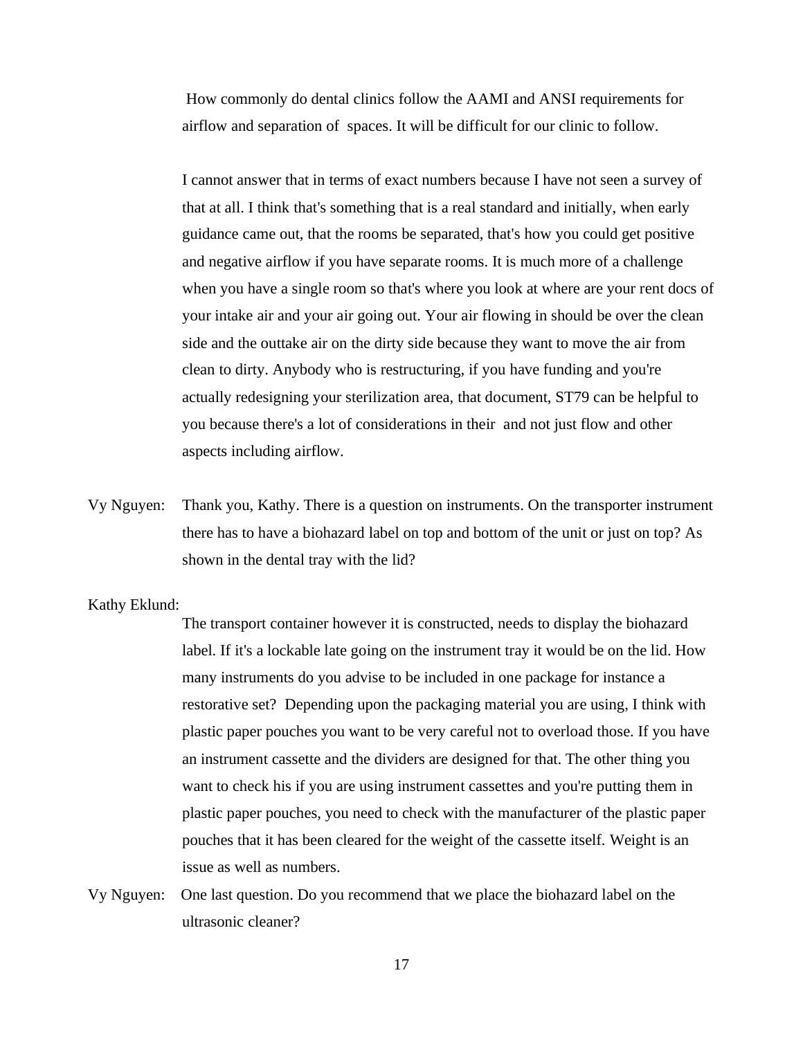How commonly do dental clinics follow the AAMI and ANSI requirements for airflow and separation of spaces. It will be difficult for our clinic to follow.

I cannot answer that in terms of exact numbers because I have not seen a survey of that at all. I think that's something that is a real standard and initially, when early guidance came out, that the rooms be separated, that's how you could get positive and negative airflow if you have separate rooms. It is much more of a challenge when you have a single room so that's where you look at where are your rent docs of your intake air and your air going out. Your air flowing in should be over the clean side and the outtake air on the dirty side because they want to move the air from clean to dirty. Anybody who is restructuring, if you have funding and you're actually redesigning your sterilization area, that document, ST79 can be helpful to you because there's a lot of considerations in their and not just flow and other aspects including airflow.

Vy Nguyen: Thank you, Kathy. There is a question on instruments. On the transporter instrument there has to have a biohazard label on top and bottom of the unit or just on top? As shown in the dental tray with the lid?

Kathy Eklund:

The transport container however it is constructed, needs to display the biohazard label. If it's a lockable late going on the instrument tray it would be on the lid. How many instruments do you advise to be included in one package for instance a restorative set? Depending upon the packaging material you are using, I think with plastic paper pouches you want to be very careful not to overload those. If you have an instrument cassette and the dividers are designed for that. The other thing you want to check his if you are using instrument cassettes and you're putting them in plastic paper pouches, you need to check with the manufacturer of the plastic paper pouches that it has been cleared for the weight of the cassette itself. Weight is an issue as well as numbers.

Vy Nguyen: One last question. Do you recommend that we place the biohazard label on the ultrasonic cleaner?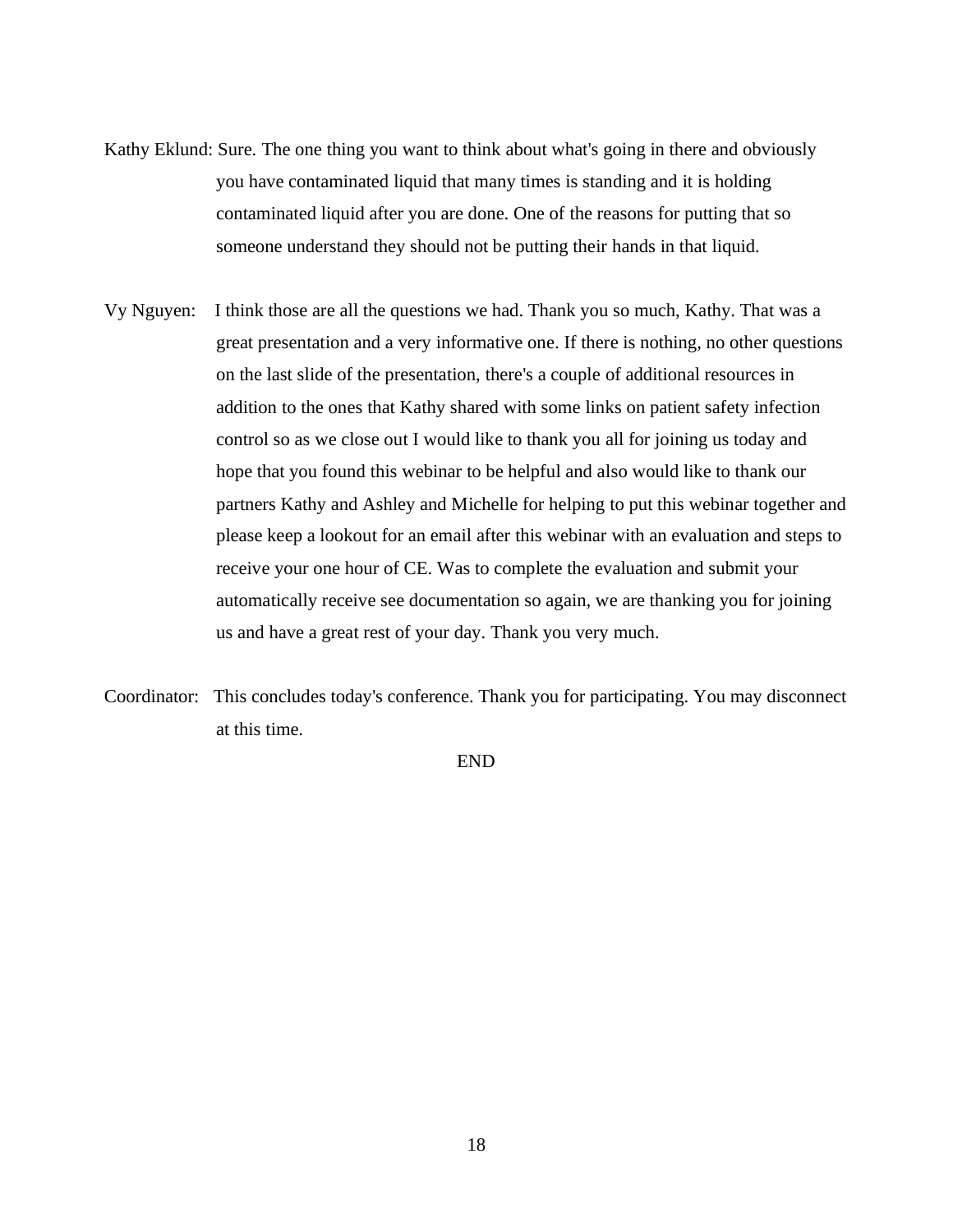Kathy Eklund: Sure. The one thing you want to think about what's going in there and obviously you have contaminated liquid that many times is standing and it is holding contaminated liquid after you are done. One of the reasons for putting that so someone understand they should not be putting their hands in that liquid.

Vy Nguyen: I think those are all the questions we had. Thank you so much, Kathy. That was a great presentation and a very informative one. If there is nothing, no other questions on the last slide of the presentation, there's a couple of additional resources in addition to the ones that Kathy shared with some links on patient safety infection control so as we close out I would like to thank you all for joining us today and hope that you found this webinar to be helpful and also would like to thank our partners Kathy and Ashley and Michelle for helping to put this webinar together and please keep a lookout for an email after this webinar with an evaluation and steps to receive your one hour of CE. Was to complete the evaluation and submit your automatically receive see documentation so again, we are thanking you for joining us and have a great rest of your day. Thank you very much.

Coordinator: This concludes today's conference. Thank you for participating. You may disconnect at this time.

END